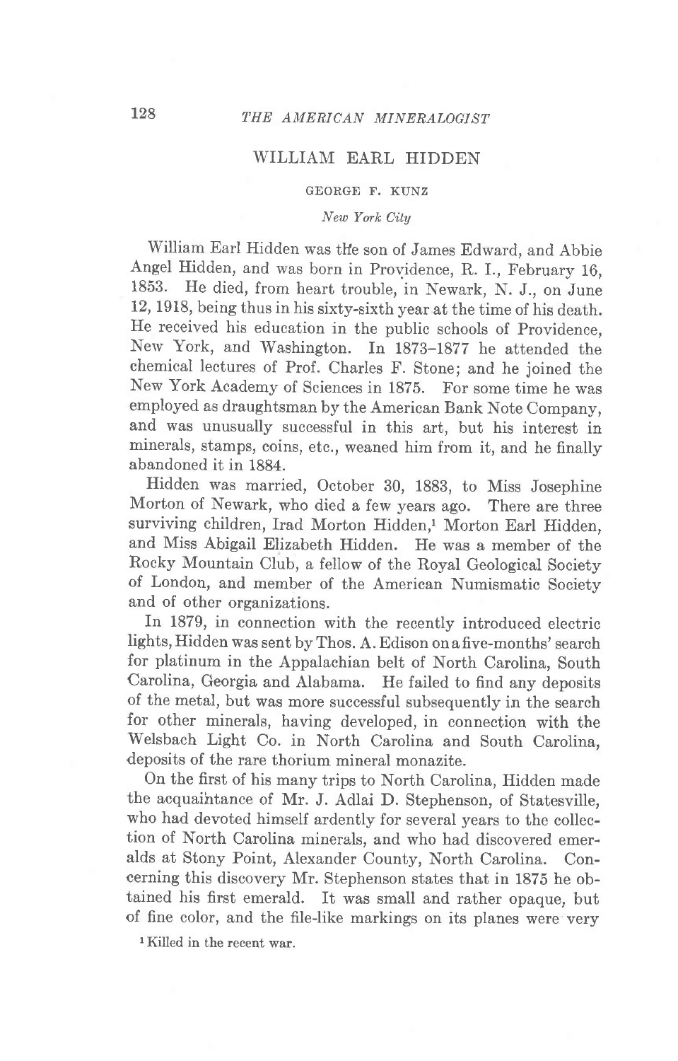# WILLIAM EARL HIDDEN

GEORGE F. KUNZ

*New York City*

William Earl Hidden was the son of James Edward, and Abbie Angel Hidden, and was born in Providence, R. I., February 16, 1853. He died, from heart trouble, in Newark, N. J., on June 12, 1918, being thus in his sixty-sixth year at the time of his death. He received his education in the public schools of Providence, New York, and Washington. In 1873–1877 he attended the chemical lectures of Prof. Charles F. Stone; and he joined the New York Academy of Sciences in 1875. For some time he was employed as draughtsman by the American Bank Note Company, and was unusually successful in this art, but his interest in minerals, stamps, coins, etc., weaned him from it, and he finally abandoned it in 1884.

Hidden was married, October 30, 1883, to Miss Josephine Morton of Newark, who died a few years ago. There are three surviving children, Irad Morton Hidden,[1] Morton Earl Hidden, and Miss Abigail Elizabeth Hidden. He was a member of the Rocky Mountain Club, a fellow of the Royal Geological Society of London, and member of the American Numismatic Society and of other organizations.

In 1879, in connection with the recently introduced electric lights, Hidden was sent by Thos. A. Edison on a five-months' search for platinum in the Appalachian belt of North Carolina, South Carolina, Georgia and Alabama. He failed to find any deposits of the metal, but was more successful subsequently in the search for other minerals, having developed, in connection with the Welsbach Light Co. in North Carolina and South Carolina, deposits of the rare thorium mineral monazite.

On the first of his many trips to North Carolina, Hidden made the acquaintance of Mr. J. Adlai D. Stephenson, of Statesville, who had devoted himself ardently for several years to the collection of North Carolina minerals, and who had discovered emeralds at Stony Point, Alexander County, North Carolina. Concerning this discovery Mr. Stephenson states that in 1875 he obtained his first emerald. It was small and rather opaque, but of fine color, and the file-like markings on its planes were very

[1] Killed in the recent war.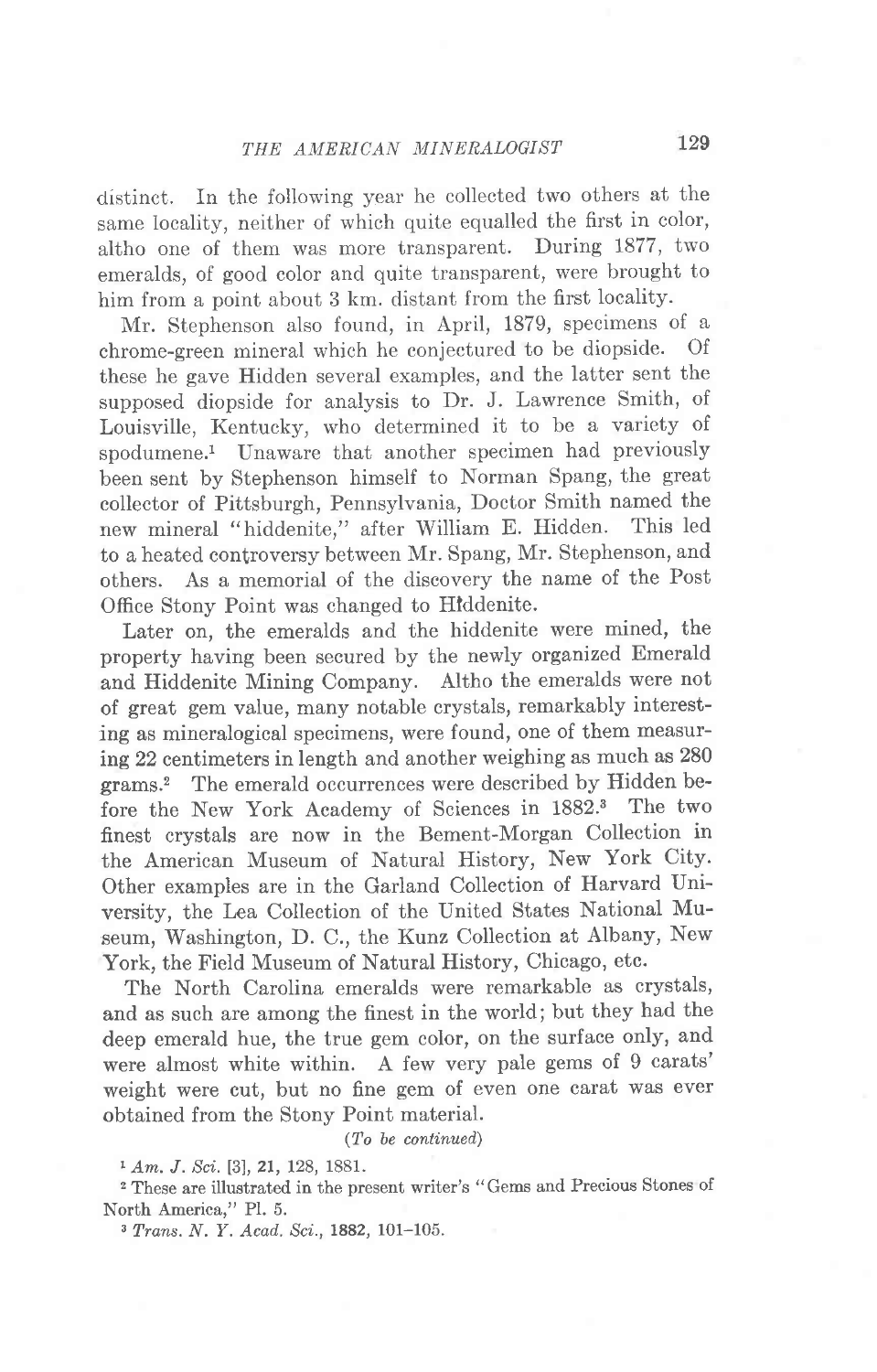distinct. In the following year he collected two others at the same locality, neither of which quite equalled the first in color, altho one of them was more transparent. During 1877, two emeralds, of good color and quite transparent, were brought to him from a point about 3 km. distant from the first locality.

Mr. Stephenson also found, in April, 1879, specimens of a chrome-green mineral which he conjectured to be diopside. Of these he gave Hidden several examples, and the latter sent the supposed diopside for analysis to Dr. J. Lawrence Smith, of Louisville, Kentucky, who determined it to be a variety of spodumene.[1] Unaware that another specimen had previously been sent by Stephenson himself to Norman Spang, the great collector of Pittsburgh, Pennsylvania, Doctor Smith named the new mineral "hiddenite," after William E. Hidden. This led to a heated controversy between Mr. Spang, Mr. Stephenson, and others. As a memorial of the discovery the name of the Post Office Stony Point was changed to Hiddenite.

Later on, the emeralds and the hiddenite were mined, the property having been secured by the newly organized Emerald and Hiddenite Mining Company. Altho the emeralds were not of great gem value, many notable crystals, remarkably interesting as mineralogical specimens, were found, one of them measuring 22 centimeters in length and another weighing as much as 280 grams.[2] The emerald occurrences were described by Hidden before the New York Academy of Sciences in 1882.[3] The two finest crystals are now in the Bement-Morgan Collection in the American Museum of Natural History, New York City. Other examples are in the Garland Collection of Harvard University, the Lea Collection of the United States National Museum, Washington, D. C., the Kunz Collection at Albany, New York, the Field Museum of Natural History, Chicago, etc.

The North Carolina emeralds were remarkable as crystals, and as such are among the finest in the world; but they had the deep emerald hue, the true gem color, on the surface only, and were almost white within. A few very pale gems of 9 carats' weight were cut, but no fine gem of even one carat was ever obtained from the Stony Point material.

*(To be continued)*

[1] *Am. J. Sci.* [3], **21**, 128, 1881.

[2] These are illustrated in the present writer's "Gems and Precious Stones of North America," Pl. 5.

[3] *Trans. N. Y. Acad. Sci.*, **1882**, 101–105.